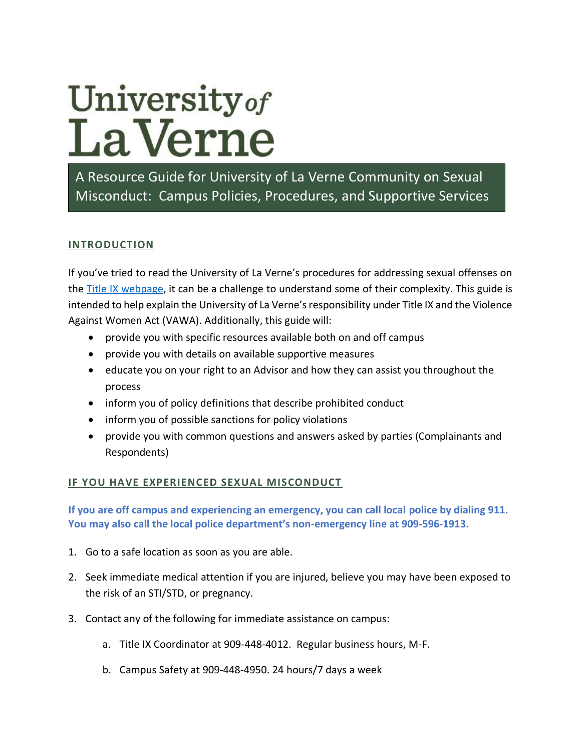# University of La Verne

## A Resource Guide for University of La Verne Community on Sexual Misconduct: Campus Policies, Procedures, and Supportive Services

### INTRODUCTION

If you've tried to read the University of La Verne's procedures for addressing sexual offenses on the Title IX webpage, it can be a challenge to understand some of their complexity. This guide is intended to help explain the University of La Verne's responsibility under Title IX and the Violence Against Women Act (VAWA). Additionally, this guide will:

- provide you with specific resources available both on and off campus
- provide you with details on available supportive measures
- educate you on your right to an Advisor and how they can assist you throughout the process
- inform you of policy definitions that describe prohibited conduct
- inform you of possible sanctions for policy violations
- provide you with common questions and answers asked by parties (Complainants and Respondents)

### IF YOU HAVE EXPERIENCED SEXUAL MISCONDUCT

**If you are off campus and experiencing an emergency, you can call local police by dialing 911. You may also call the local police department's non-emergency line at 909-596-1913.**

1. Go to a safe location as soon as you are able.
2. Seek immediate medical attention if you are injured, believe you may have been exposed to the risk of an STI/STD, or pregnancy.
3. Contact any of the following for immediate assistance on campus:
    a. Title IX Coordinator at 909-448-4012. Regular business hours, M-F.
    b. Campus Safety at 909-448-4950. 24 hours/7 days a week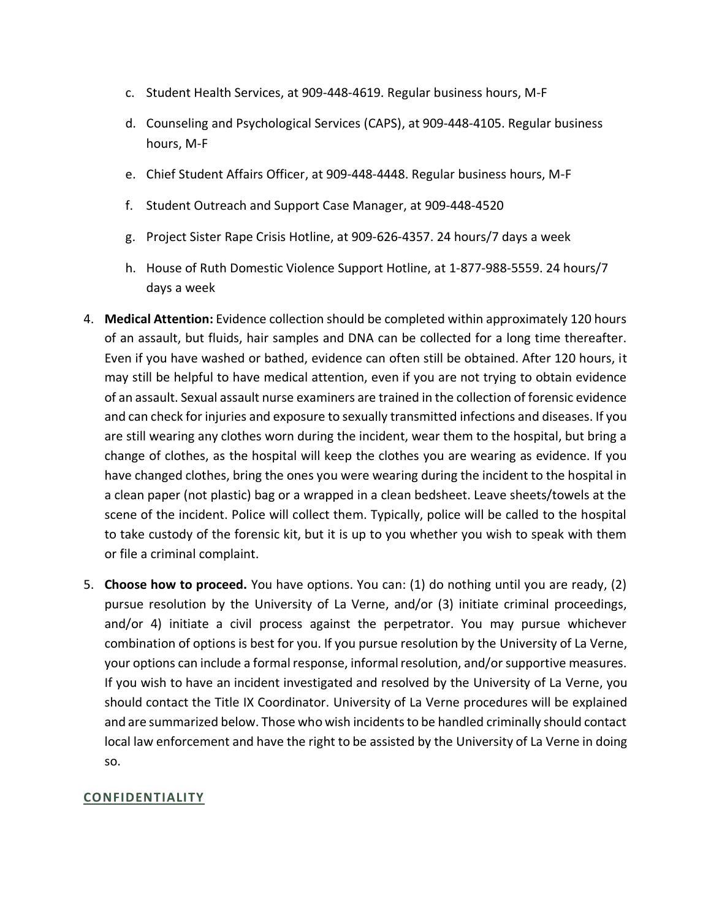c. Student Health Services, at 909-448-4619. Regular business hours, M-F

d. Counseling and Psychological Services (CAPS), at 909-448-4105. Regular business hours, M-F

e. Chief Student Affairs Officer, at 909-448-4448. Regular business hours, M-F

f. Student Outreach and Support Case Manager, at 909-448-4520

g. Project Sister Rape Crisis Hotline, at 909-626-4357. 24 hours/7 days a week

h. House of Ruth Domestic Violence Support Hotline, at 1-877-988-5559. 24 hours/7 days a week

4. **Medical Attention:** Evidence collection should be completed within approximately 120 hours of an assault, but fluids, hair samples and DNA can be collected for a long time thereafter. Even if you have washed or bathed, evidence can often still be obtained. After 120 hours, it may still be helpful to have medical attention, even if you are not trying to obtain evidence of an assault. Sexual assault nurse examiners are trained in the collection of forensic evidence and can check for injuries and exposure to sexually transmitted infections and diseases. If you are still wearing any clothes worn during the incident, wear them to the hospital, but bring a change of clothes, as the hospital will keep the clothes you are wearing as evidence. If you have changed clothes, bring the ones you were wearing during the incident to the hospital in a clean paper (not plastic) bag or a wrapped in a clean bedsheet. Leave sheets/towels at the scene of the incident. Police will collect them. Typically, police will be called to the hospital to take custody of the forensic kit, but it is up to you whether you wish to speak with them or file a criminal complaint.

5. **Choose how to proceed.** You have options. You can: (1) do nothing until you are ready, (2) pursue resolution by the University of La Verne, and/or (3) initiate criminal proceedings, and/or 4) initiate a civil process against the perpetrator. You may pursue whichever combination of options is best for you. If you pursue resolution by the University of La Verne, your options can include a formal response, informal resolution, and/or supportive measures. If you wish to have an incident investigated and resolved by the University of La Verne, you should contact the Title IX Coordinator. University of La Verne procedures will be explained and are summarized below. Those who wish incidents to be handled criminally should contact local law enforcement and have the right to be assisted by the University of La Verne in doing so.

## CONFIDENTIALITY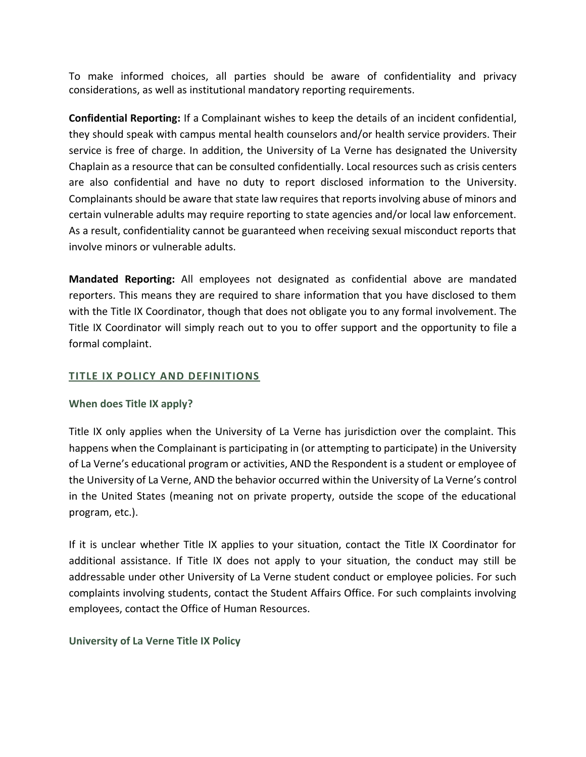To make informed choices, all parties should be aware of confidentiality and privacy considerations, as well as institutional mandatory reporting requirements.

**Confidential Reporting:** If a Complainant wishes to keep the details of an incident confidential, they should speak with campus mental health counselors and/or health service providers. Their service is free of charge. In addition, the University of La Verne has designated the University Chaplain as a resource that can be consulted confidentially. Local resources such as crisis centers are also confidential and have no duty to report disclosed information to the University. Complainants should be aware that state law requires that reports involving abuse of minors and certain vulnerable adults may require reporting to state agencies and/or local law enforcement. As a result, confidentiality cannot be guaranteed when receiving sexual misconduct reports that involve minors or vulnerable adults.

**Mandated Reporting:** All employees not designated as confidential above are mandated reporters. This means they are required to share information that you have disclosed to them with the Title IX Coordinator, though that does not obligate you to any formal involvement. The Title IX Coordinator will simply reach out to you to offer support and the opportunity to file a formal complaint.

## TITLE IX POLICY AND DEFINITIONS

### When does Title IX apply?

Title IX only applies when the University of La Verne has jurisdiction over the complaint. This happens when the Complainant is participating in (or attempting to participate) in the University of La Verne's educational program or activities, AND the Respondent is a student or employee of the University of La Verne, AND the behavior occurred within the University of La Verne's control in the United States (meaning not on private property, outside the scope of the educational program, etc.).

If it is unclear whether Title IX applies to your situation, contact the Title IX Coordinator for additional assistance. If Title IX does not apply to your situation, the conduct may still be addressable under other University of La Verne student conduct or employee policies. For such complaints involving students, contact the Student Affairs Office. For such complaints involving employees, contact the Office of Human Resources.

### University of La Verne Title IX Policy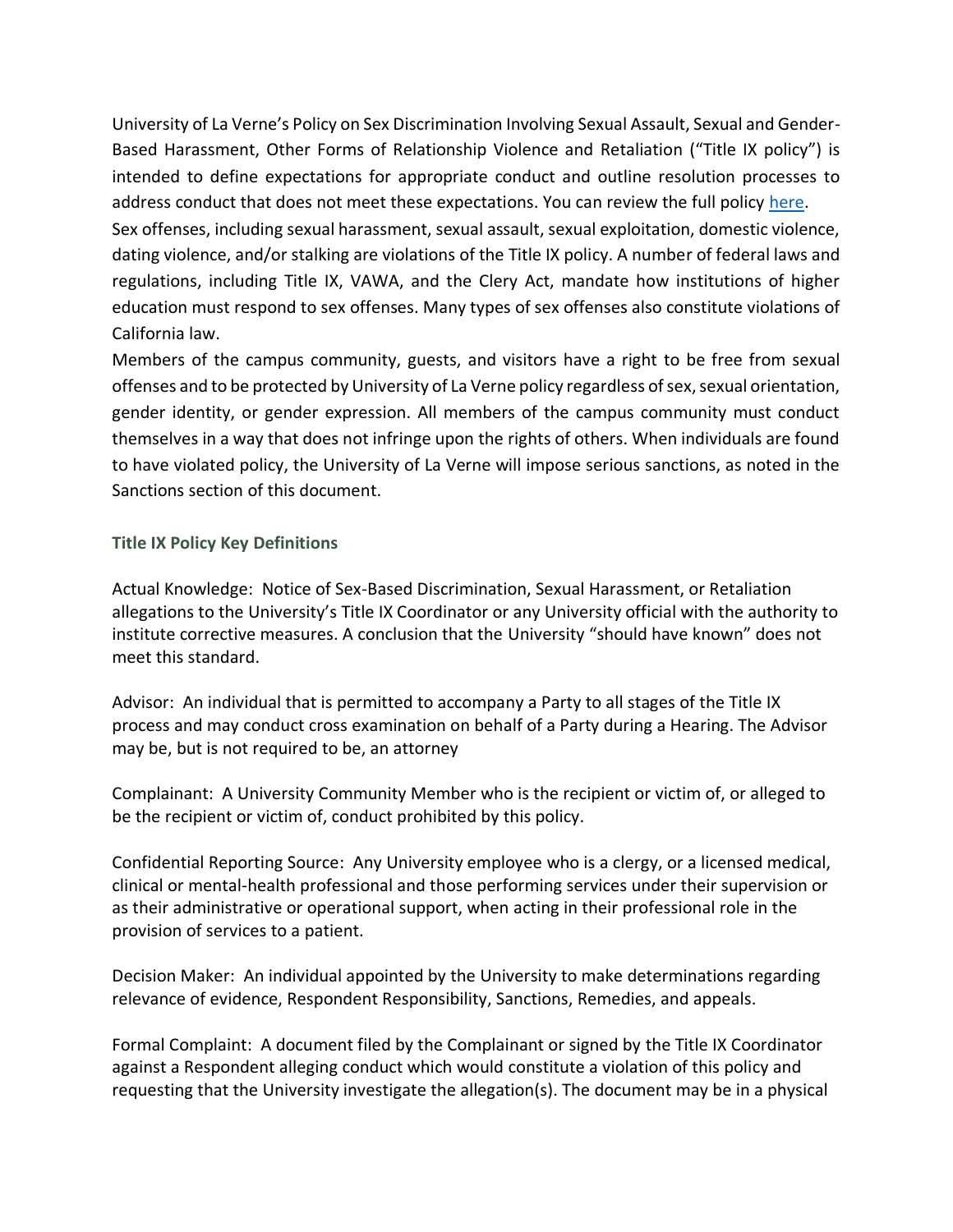University of La Verne's Policy on Sex Discrimination Involving Sexual Assault, Sexual and Gender-Based Harassment, Other Forms of Relationship Violence and Retaliation ("Title IX policy") is intended to define expectations for appropriate conduct and outline resolution processes to address conduct that does not meet these expectations. You can review the full policy [here](#).

Sex offenses, including sexual harassment, sexual assault, sexual exploitation, domestic violence, dating violence, and/or stalking are violations of the Title IX policy. A number of federal laws and regulations, including Title IX, VAWA, and the Clery Act, mandate how institutions of higher education must respond to sex offenses. Many types of sex offenses also constitute violations of California law.

Members of the campus community, guests, and visitors have a right to be free from sexual offenses and to be protected by University of La Verne policy regardless of sex, sexual orientation, gender identity, or gender expression. All members of the campus community must conduct themselves in a way that does not infringe upon the rights of others. When individuals are found to have violated policy, the University of La Verne will impose serious sanctions, as noted in the Sanctions section of this document.

### Title IX Policy Key Definitions

Actual Knowledge: Notice of Sex-Based Discrimination, Sexual Harassment, or Retaliation allegations to the University's Title IX Coordinator or any University official with the authority to institute corrective measures. A conclusion that the University "should have known" does not meet this standard.

Advisor: An individual that is permitted to accompany a Party to all stages of the Title IX process and may conduct cross examination on behalf of a Party during a Hearing. The Advisor may be, but is not required to be, an attorney

Complainant: A University Community Member who is the recipient or victim of, or alleged to be the recipient or victim of, conduct prohibited by this policy.

Confidential Reporting Source: Any University employee who is a clergy, or a licensed medical, clinical or mental-health professional and those performing services under their supervision or as their administrative or operational support, when acting in their professional role in the provision of services to a patient.

Decision Maker: An individual appointed by the University to make determinations regarding relevance of evidence, Respondent Responsibility, Sanctions, Remedies, and appeals.

Formal Complaint: A document filed by the Complainant or signed by the Title IX Coordinator against a Respondent alleging conduct which would constitute a violation of this policy and requesting that the University investigate the allegation(s). The document may be in a physical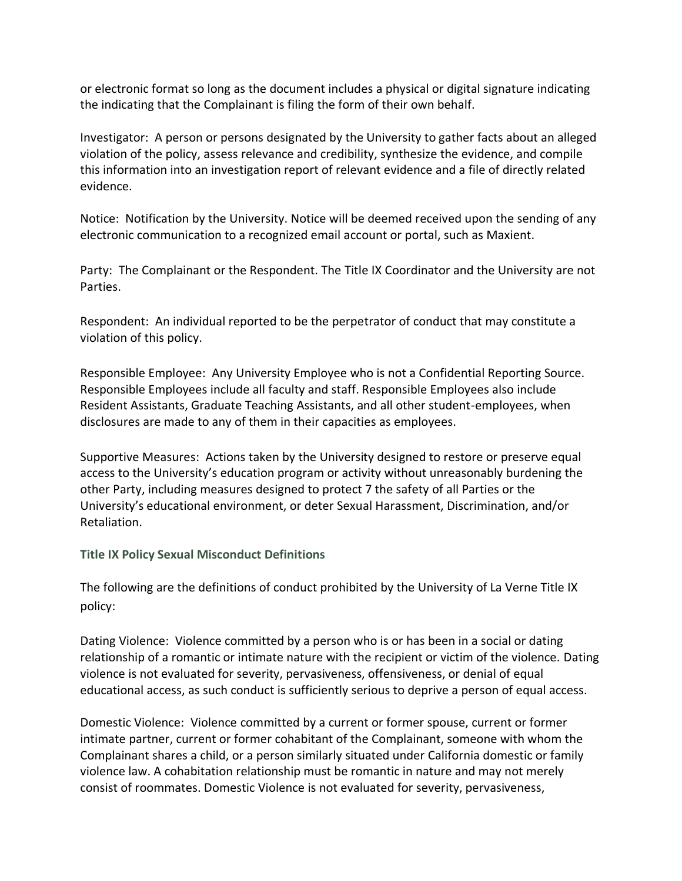or electronic format so long as the document includes a physical or digital signature indicating the indicating that the Complainant is filing the form of their own behalf.

Investigator: A person or persons designated by the University to gather facts about an alleged violation of the policy, assess relevance and credibility, synthesize the evidence, and compile this information into an investigation report of relevant evidence and a file of directly related evidence.

Notice: Notification by the University. Notice will be deemed received upon the sending of any electronic communication to a recognized email account or portal, such as Maxient.

Party: The Complainant or the Respondent. The Title IX Coordinator and the University are not Parties.

Respondent: An individual reported to be the perpetrator of conduct that may constitute a violation of this policy.

Responsible Employee: Any University Employee who is not a Confidential Reporting Source. Responsible Employees include all faculty and staff. Responsible Employees also include Resident Assistants, Graduate Teaching Assistants, and all other student-employees, when disclosures are made to any of them in their capacities as employees.

Supportive Measures: Actions taken by the University designed to restore or preserve equal access to the University's education program or activity without unreasonably burdening the other Party, including measures designed to protect 7 the safety of all Parties or the University's educational environment, or deter Sexual Harassment, Discrimination, and/or Retaliation.

### Title IX Policy Sexual Misconduct Definitions

The following are the definitions of conduct prohibited by the University of La Verne Title IX policy:

Dating Violence: Violence committed by a person who is or has been in a social or dating relationship of a romantic or intimate nature with the recipient or victim of the violence. Dating violence is not evaluated for severity, pervasiveness, offensiveness, or denial of equal educational access, as such conduct is sufficiently serious to deprive a person of equal access.

Domestic Violence: Violence committed by a current or former spouse, current or former intimate partner, current or former cohabitant of the Complainant, someone with whom the Complainant shares a child, or a person similarly situated under California domestic or family violence law. A cohabitation relationship must be romantic in nature and may not merely consist of roommates. Domestic Violence is not evaluated for severity, pervasiveness,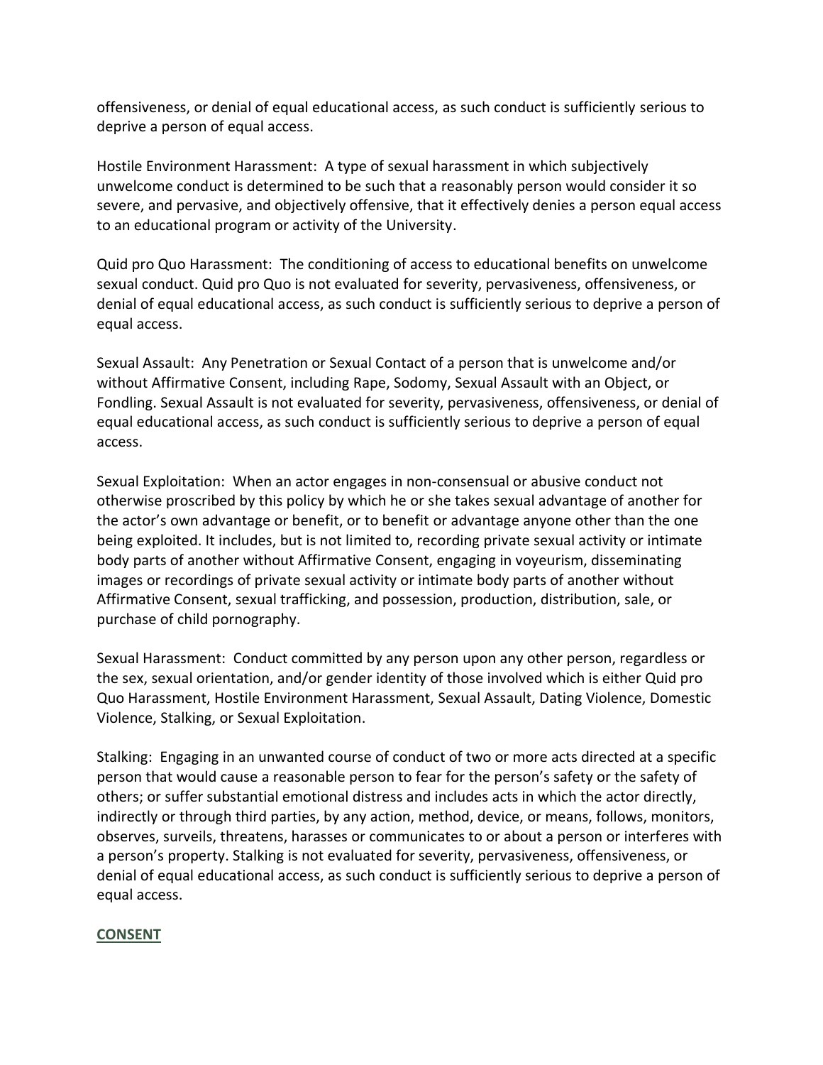offensiveness, or denial of equal educational access, as such conduct is sufficiently serious to deprive a person of equal access.

Hostile Environment Harassment: A type of sexual harassment in which subjectively unwelcome conduct is determined to be such that a reasonably person would consider it so severe, and pervasive, and objectively offensive, that it effectively denies a person equal access to an educational program or activity of the University.

Quid pro Quo Harassment: The conditioning of access to educational benefits on unwelcome sexual conduct. Quid pro Quo is not evaluated for severity, pervasiveness, offensiveness, or denial of equal educational access, as such conduct is sufficiently serious to deprive a person of equal access.

Sexual Assault: Any Penetration or Sexual Contact of a person that is unwelcome and/or without Affirmative Consent, including Rape, Sodomy, Sexual Assault with an Object, or Fondling. Sexual Assault is not evaluated for severity, pervasiveness, offensiveness, or denial of equal educational access, as such conduct is sufficiently serious to deprive a person of equal access.

Sexual Exploitation: When an actor engages in non-consensual or abusive conduct not otherwise proscribed by this policy by which he or she takes sexual advantage of another for the actor's own advantage or benefit, or to benefit or advantage anyone other than the one being exploited. It includes, but is not limited to, recording private sexual activity or intimate body parts of another without Affirmative Consent, engaging in voyeurism, disseminating images or recordings of private sexual activity or intimate body parts of another without Affirmative Consent, sexual trafficking, and possession, production, distribution, sale, or purchase of child pornography.

Sexual Harassment: Conduct committed by any person upon any other person, regardless or the sex, sexual orientation, and/or gender identity of those involved which is either Quid pro Quo Harassment, Hostile Environment Harassment, Sexual Assault, Dating Violence, Domestic Violence, Stalking, or Sexual Exploitation.

Stalking: Engaging in an unwanted course of conduct of two or more acts directed at a specific person that would cause a reasonable person to fear for the person's safety or the safety of others; or suffer substantial emotional distress and includes acts in which the actor directly, indirectly or through third parties, by any action, method, device, or means, follows, monitors, observes, surveils, threatens, harasses or communicates to or about a person or interferes with a person's property. Stalking is not evaluated for severity, pervasiveness, offensiveness, or denial of equal educational access, as such conduct is sufficiently serious to deprive a person of equal access.

## CONSENT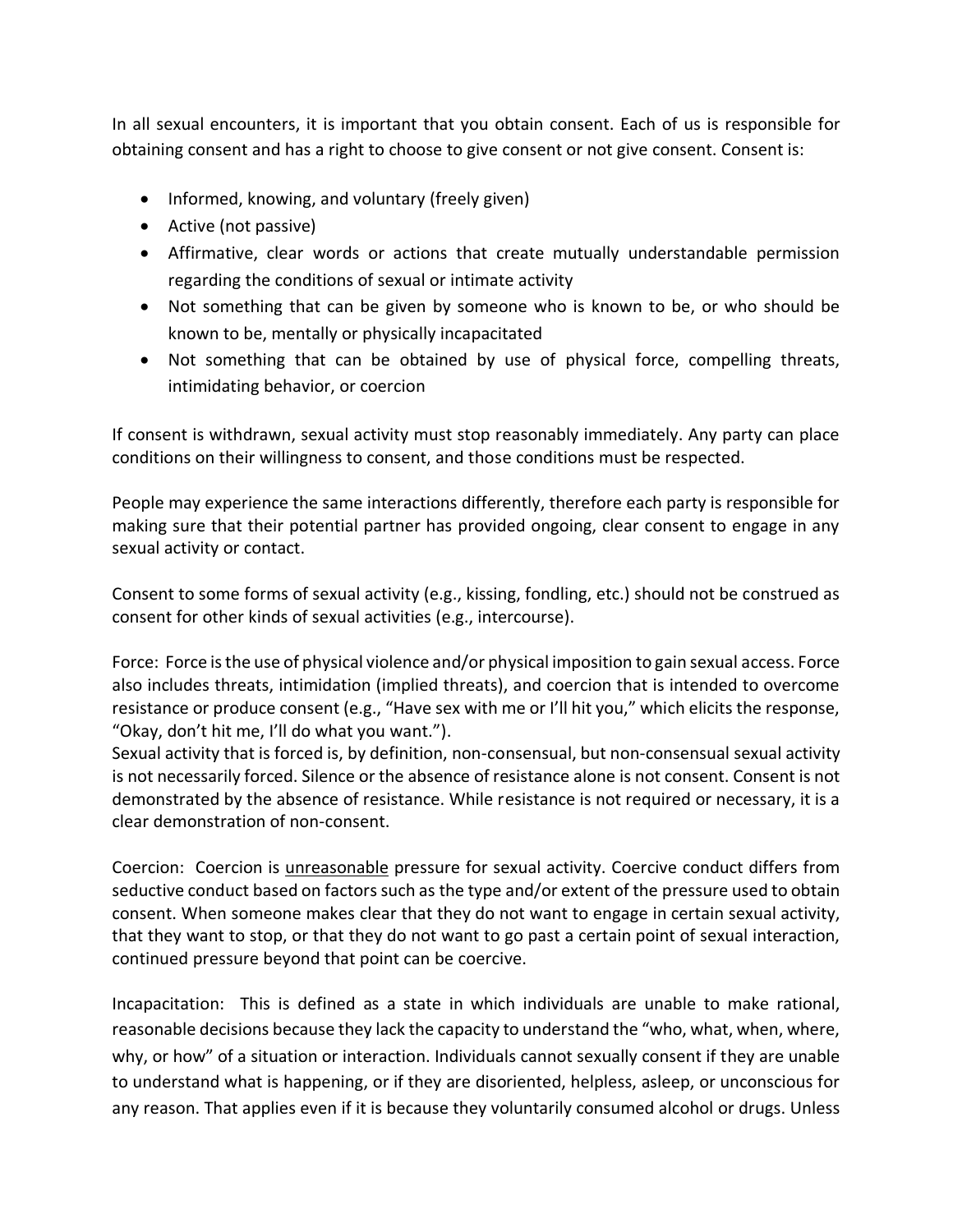In all sexual encounters, it is important that you obtain consent. Each of us is responsible for obtaining consent and has a right to choose to give consent or not give consent. Consent is:

- Informed, knowing, and voluntary (freely given)
- Active (not passive)
- Affirmative, clear words or actions that create mutually understandable permission regarding the conditions of sexual or intimate activity
- Not something that can be given by someone who is known to be, or who should be known to be, mentally or physically incapacitated
- Not something that can be obtained by use of physical force, compelling threats, intimidating behavior, or coercion

If consent is withdrawn, sexual activity must stop reasonably immediately. Any party can place conditions on their willingness to consent, and those conditions must be respected.

People may experience the same interactions differently, therefore each party is responsible for making sure that their potential partner has provided ongoing, clear consent to engage in any sexual activity or contact.

Consent to some forms of sexual activity (e.g., kissing, fondling, etc.) should not be construed as consent for other kinds of sexual activities (e.g., intercourse).

Force: Force is the use of physical violence and/or physical imposition to gain sexual access. Force also includes threats, intimidation (implied threats), and coercion that is intended to overcome resistance or produce consent (e.g., "Have sex with me or I'll hit you," which elicits the response, "Okay, don't hit me, I'll do what you want.").
Sexual activity that is forced is, by definition, non-consensual, but non-consensual sexual activity is not necessarily forced. Silence or the absence of resistance alone is not consent. Consent is not demonstrated by the absence of resistance. While resistance is not required or necessary, it is a clear demonstration of non-consent.

Coercion: Coercion is <u>unreasonable</u> pressure for sexual activity. Coercive conduct differs from seductive conduct based on factors such as the type and/or extent of the pressure used to obtain consent. When someone makes clear that they do not want to engage in certain sexual activity, that they want to stop, or that they do not want to go past a certain point of sexual interaction, continued pressure beyond that point can be coercive.

Incapacitation: This is defined as a state in which individuals are unable to make rational, reasonable decisions because they lack the capacity to understand the "who, what, when, where, why, or how" of a situation or interaction. Individuals cannot sexually consent if they are unable to understand what is happening, or if they are disoriented, helpless, asleep, or unconscious for any reason. That applies even if it is because they voluntarily consumed alcohol or drugs. Unless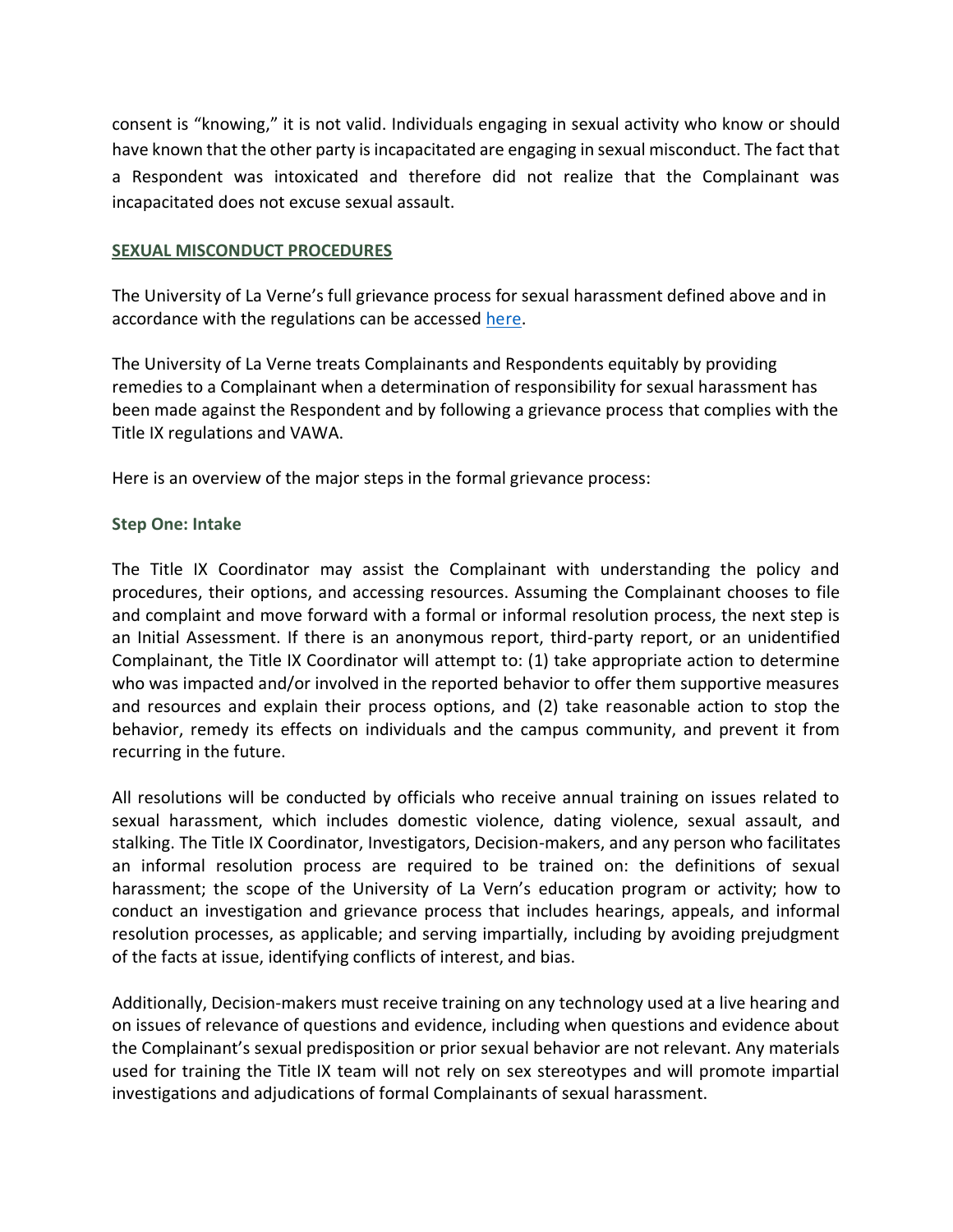consent is "knowing," it is not valid. Individuals engaging in sexual activity who know or should have known that the other party is incapacitated are engaging in sexual misconduct. The fact that a Respondent was intoxicated and therefore did not realize that the Complainant was incapacitated does not excuse sexual assault.

## SEXUAL MISCONDUCT PROCEDURES

The University of La Verne's full grievance process for sexual harassment defined above and in accordance with the regulations can be accessed here.

The University of La Verne treats Complainants and Respondents equitably by providing remedies to a Complainant when a determination of responsibility for sexual harassment has been made against the Respondent and by following a grievance process that complies with the Title IX regulations and VAWA.

Here is an overview of the major steps in the formal grievance process:

### Step One: Intake

The Title IX Coordinator may assist the Complainant with understanding the policy and procedures, their options, and accessing resources. Assuming the Complainant chooses to file and complaint and move forward with a formal or informal resolution process, the next step is an Initial Assessment. If there is an anonymous report, third-party report, or an unidentified Complainant, the Title IX Coordinator will attempt to: (1) take appropriate action to determine who was impacted and/or involved in the reported behavior to offer them supportive measures and resources and explain their process options, and (2) take reasonable action to stop the behavior, remedy its effects on individuals and the campus community, and prevent it from recurring in the future.

All resolutions will be conducted by officials who receive annual training on issues related to sexual harassment, which includes domestic violence, dating violence, sexual assault, and stalking. The Title IX Coordinator, Investigators, Decision-makers, and any person who facilitates an informal resolution process are required to be trained on: the definitions of sexual harassment; the scope of the University of La Vern's education program or activity; how to conduct an investigation and grievance process that includes hearings, appeals, and informal resolution processes, as applicable; and serving impartially, including by avoiding prejudgment of the facts at issue, identifying conflicts of interest, and bias.

Additionally, Decision-makers must receive training on any technology used at a live hearing and on issues of relevance of questions and evidence, including when questions and evidence about the Complainant's sexual predisposition or prior sexual behavior are not relevant. Any materials used for training the Title IX team will not rely on sex stereotypes and will promote impartial investigations and adjudications of formal Complainants of sexual harassment.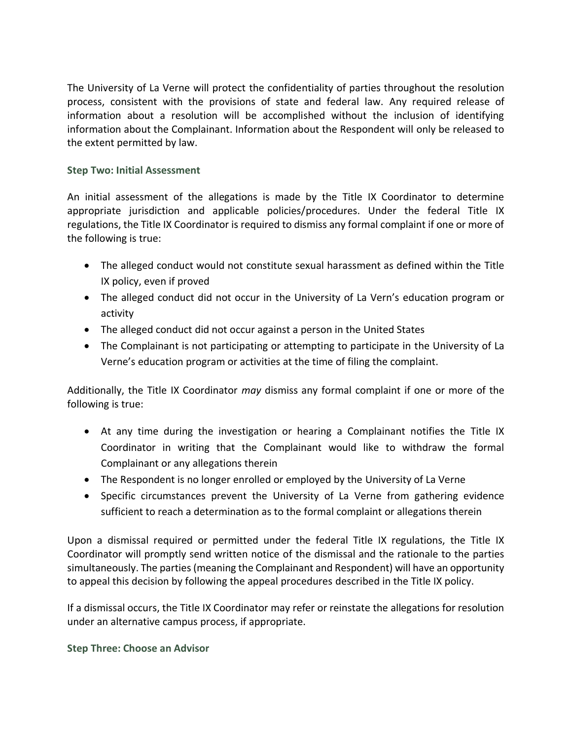The University of La Verne will protect the confidentiality of parties throughout the resolution process, consistent with the provisions of state and federal law. Any required release of information about a resolution will be accomplished without the inclusion of identifying information about the Complainant. Information about the Respondent will only be released to the extent permitted by law.

### Step Two: Initial Assessment

An initial assessment of the allegations is made by the Title IX Coordinator to determine appropriate jurisdiction and applicable policies/procedures. Under the federal Title IX regulations, the Title IX Coordinator is required to dismiss any formal complaint if one or more of the following is true:

- The alleged conduct would not constitute sexual harassment as defined within the Title IX policy, even if proved
- The alleged conduct did not occur in the University of La Vern's education program or activity
- The alleged conduct did not occur against a person in the United States
- The Complainant is not participating or attempting to participate in the University of La Verne's education program or activities at the time of filing the complaint.

Additionally, the Title IX Coordinator *may* dismiss any formal complaint if one or more of the following is true:

- At any time during the investigation or hearing a Complainant notifies the Title IX Coordinator in writing that the Complainant would like to withdraw the formal Complainant or any allegations therein
- The Respondent is no longer enrolled or employed by the University of La Verne
- Specific circumstances prevent the University of La Verne from gathering evidence sufficient to reach a determination as to the formal complaint or allegations therein

Upon a dismissal required or permitted under the federal Title IX regulations, the Title IX Coordinator will promptly send written notice of the dismissal and the rationale to the parties simultaneously. The parties (meaning the Complainant and Respondent) will have an opportunity to appeal this decision by following the appeal procedures described in the Title IX policy.

If a dismissal occurs, the Title IX Coordinator may refer or reinstate the allegations for resolution under an alternative campus process, if appropriate.

### Step Three: Choose an Advisor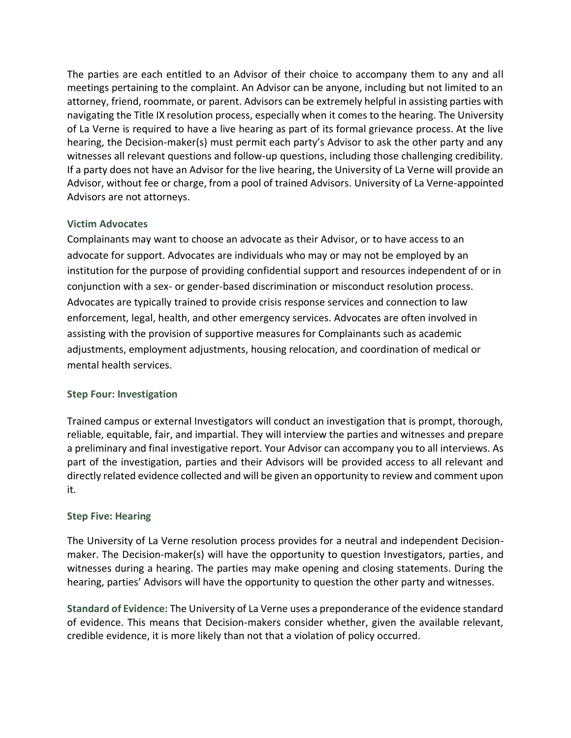The parties are each entitled to an Advisor of their choice to accompany them to any and all meetings pertaining to the complaint. An Advisor can be anyone, including but not limited to an attorney, friend, roommate, or parent. Advisors can be extremely helpful in assisting parties with navigating the Title IX resolution process, especially when it comes to the hearing. The University of La Verne is required to have a live hearing as part of its formal grievance process. At the live hearing, the Decision-maker(s) must permit each party's Advisor to ask the other party and any witnesses all relevant questions and follow-up questions, including those challenging credibility. If a party does not have an Advisor for the live hearing, the University of La Verne will provide an Advisor, without fee or charge, from a pool of trained Advisors. University of La Verne-appointed Advisors are not attorneys.

### Victim Advocates

Complainants may want to choose an advocate as their Advisor, or to have access to an advocate for support. Advocates are individuals who may or may not be employed by an institution for the purpose of providing confidential support and resources independent of or in conjunction with a sex- or gender-based discrimination or misconduct resolution process. Advocates are typically trained to provide crisis response services and connection to law enforcement, legal, health, and other emergency services. Advocates are often involved in assisting with the provision of supportive measures for Complainants such as academic adjustments, employment adjustments, housing relocation, and coordination of medical or mental health services.

### Step Four: Investigation

Trained campus or external Investigators will conduct an investigation that is prompt, thorough, reliable, equitable, fair, and impartial. They will interview the parties and witnesses and prepare a preliminary and final investigative report. Your Advisor can accompany you to all interviews. As part of the investigation, parties and their Advisors will be provided access to all relevant and directly related evidence collected and will be given an opportunity to review and comment upon it.

### Step Five: Hearing

The University of La Verne resolution process provides for a neutral and independent Decision-maker. The Decision-maker(s) will have the opportunity to question Investigators, parties, and witnesses during a hearing. The parties may make opening and closing statements. During the hearing, parties' Advisors will have the opportunity to question the other party and witnesses.

**Standard of Evidence:** The University of La Verne uses a preponderance of the evidence standard of evidence. This means that Decision-makers consider whether, given the available relevant, credible evidence, it is more likely than not that a violation of policy occurred.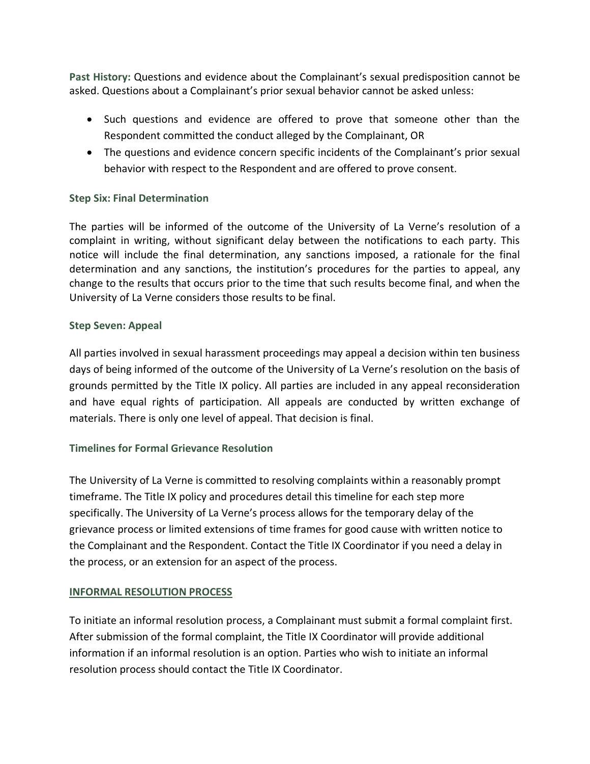**Past History:** Questions and evidence about the Complainant's sexual predisposition cannot be asked. Questions about a Complainant's prior sexual behavior cannot be asked unless:

- Such questions and evidence are offered to prove that someone other than the Respondent committed the conduct alleged by the Complainant, OR
- The questions and evidence concern specific incidents of the Complainant's prior sexual behavior with respect to the Respondent and are offered to prove consent.

### Step Six: Final Determination

The parties will be informed of the outcome of the University of La Verne's resolution of a complaint in writing, without significant delay between the notifications to each party. This notice will include the final determination, any sanctions imposed, a rationale for the final determination and any sanctions, the institution's procedures for the parties to appeal, any change to the results that occurs prior to the time that such results become final, and when the University of La Verne considers those results to be final.

### Step Seven: Appeal

All parties involved in sexual harassment proceedings may appeal a decision within ten business days of being informed of the outcome of the University of La Verne's resolution on the basis of grounds permitted by the Title IX policy. All parties are included in any appeal reconsideration and have equal rights of participation. All appeals are conducted by written exchange of materials. There is only one level of appeal. That decision is final.

### Timelines for Formal Grievance Resolution

The University of La Verne is committed to resolving complaints within a reasonably prompt timeframe. The Title IX policy and procedures detail this timeline for each step more specifically. The University of La Verne's process allows for the temporary delay of the grievance process or limited extensions of time frames for good cause with written notice to the Complainant and the Respondent. Contact the Title IX Coordinator if you need a delay in the process, or an extension for an aspect of the process.

## INFORMAL RESOLUTION PROCESS

To initiate an informal resolution process, a Complainant must submit a formal complaint first. After submission of the formal complaint, the Title IX Coordinator will provide additional information if an informal resolution is an option. Parties who wish to initiate an informal resolution process should contact the Title IX Coordinator.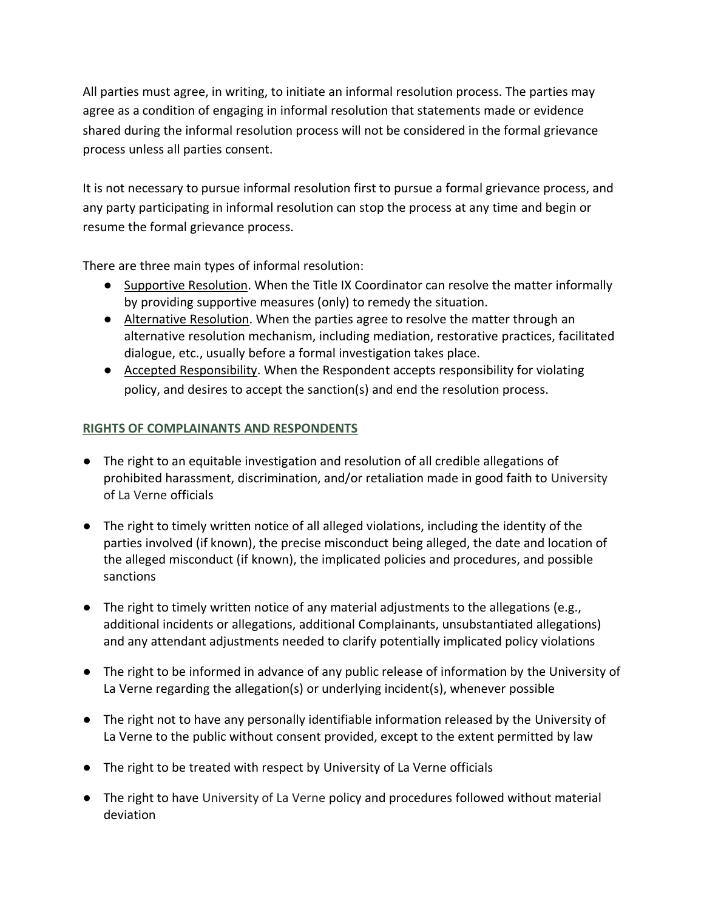All parties must agree, in writing, to initiate an informal resolution process. The parties may agree as a condition of engaging in informal resolution that statements made or evidence shared during the informal resolution process will not be considered in the formal grievance process unless all parties consent.

It is not necessary to pursue informal resolution first to pursue a formal grievance process, and any party participating in informal resolution can stop the process at any time and begin or resume the formal grievance process.

There are three main types of informal resolution:

- Supportive Resolution. When the Title IX Coordinator can resolve the matter informally by providing supportive measures (only) to remedy the situation.
- Alternative Resolution. When the parties agree to resolve the matter through an alternative resolution mechanism, including mediation, restorative practices, facilitated dialogue, etc., usually before a formal investigation takes place.
- Accepted Responsibility. When the Respondent accepts responsibility for violating policy, and desires to accept the sanction(s) and end the resolution process.

## RIGHTS OF COMPLAINANTS AND RESPONDENTS

- The right to an equitable investigation and resolution of all credible allegations of prohibited harassment, discrimination, and/or retaliation made in good faith to University of La Verne officials
- The right to timely written notice of all alleged violations, including the identity of the parties involved (if known), the precise misconduct being alleged, the date and location of the alleged misconduct (if known), the implicated policies and procedures, and possible sanctions
- The right to timely written notice of any material adjustments to the allegations (e.g., additional incidents or allegations, additional Complainants, unsubstantiated allegations) and any attendant adjustments needed to clarify potentially implicated policy violations
- The right to be informed in advance of any public release of information by the University of La Verne regarding the allegation(s) or underlying incident(s), whenever possible
- The right not to have any personally identifiable information released by the University of La Verne to the public without consent provided, except to the extent permitted by law
- The right to be treated with respect by University of La Verne officials
- The right to have University of La Verne policy and procedures followed without material deviation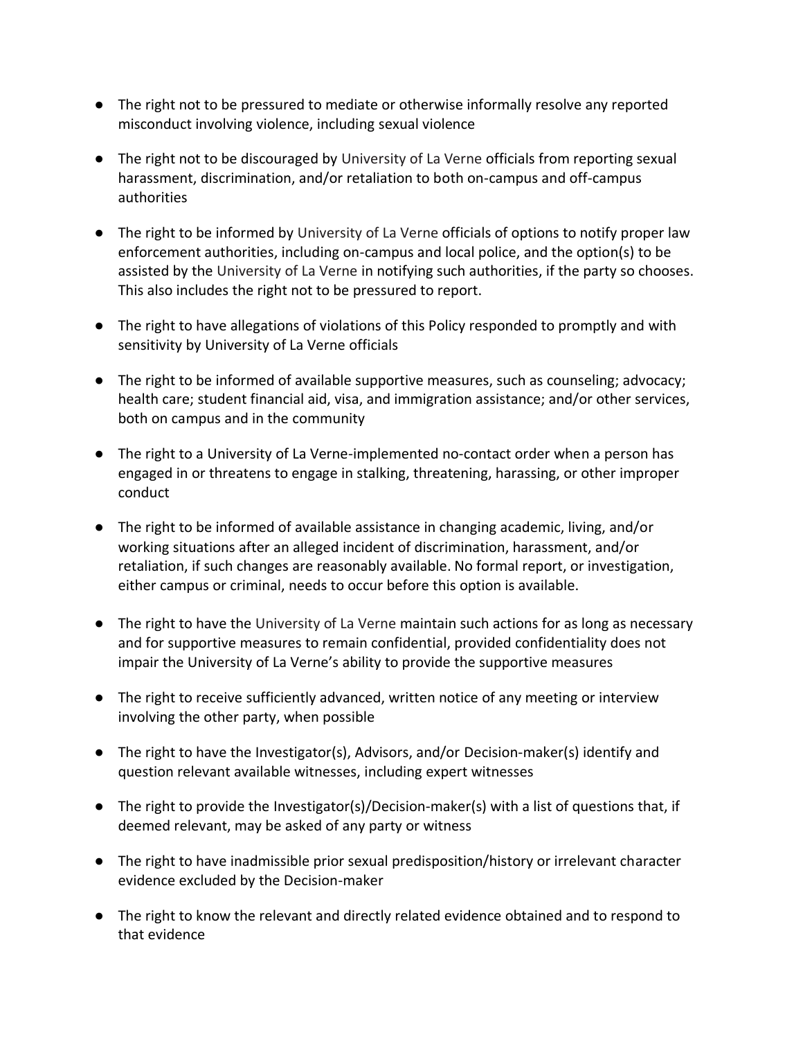- The right not to be pressured to mediate or otherwise informally resolve any reported misconduct involving violence, including sexual violence
- The right not to be discouraged by University of La Verne officials from reporting sexual harassment, discrimination, and/or retaliation to both on-campus and off-campus authorities
- The right to be informed by University of La Verne officials of options to notify proper law enforcement authorities, including on-campus and local police, and the option(s) to be assisted by the University of La Verne in notifying such authorities, if the party so chooses. This also includes the right not to be pressured to report.
- The right to have allegations of violations of this Policy responded to promptly and with sensitivity by University of La Verne officials
- The right to be informed of available supportive measures, such as counseling; advocacy; health care; student financial aid, visa, and immigration assistance; and/or other services, both on campus and in the community
- The right to a University of La Verne-implemented no-contact order when a person has engaged in or threatens to engage in stalking, threatening, harassing, or other improper conduct
- The right to be informed of available assistance in changing academic, living, and/or working situations after an alleged incident of discrimination, harassment, and/or retaliation, if such changes are reasonably available. No formal report, or investigation, either campus or criminal, needs to occur before this option is available.
- The right to have the University of La Verne maintain such actions for as long as necessary and for supportive measures to remain confidential, provided confidentiality does not impair the University of La Verne's ability to provide the supportive measures
- The right to receive sufficiently advanced, written notice of any meeting or interview involving the other party, when possible
- The right to have the Investigator(s), Advisors, and/or Decision-maker(s) identify and question relevant available witnesses, including expert witnesses
- The right to provide the Investigator(s)/Decision-maker(s) with a list of questions that, if deemed relevant, may be asked of any party or witness
- The right to have inadmissible prior sexual predisposition/history or irrelevant character evidence excluded by the Decision-maker
- The right to know the relevant and directly related evidence obtained and to respond to that evidence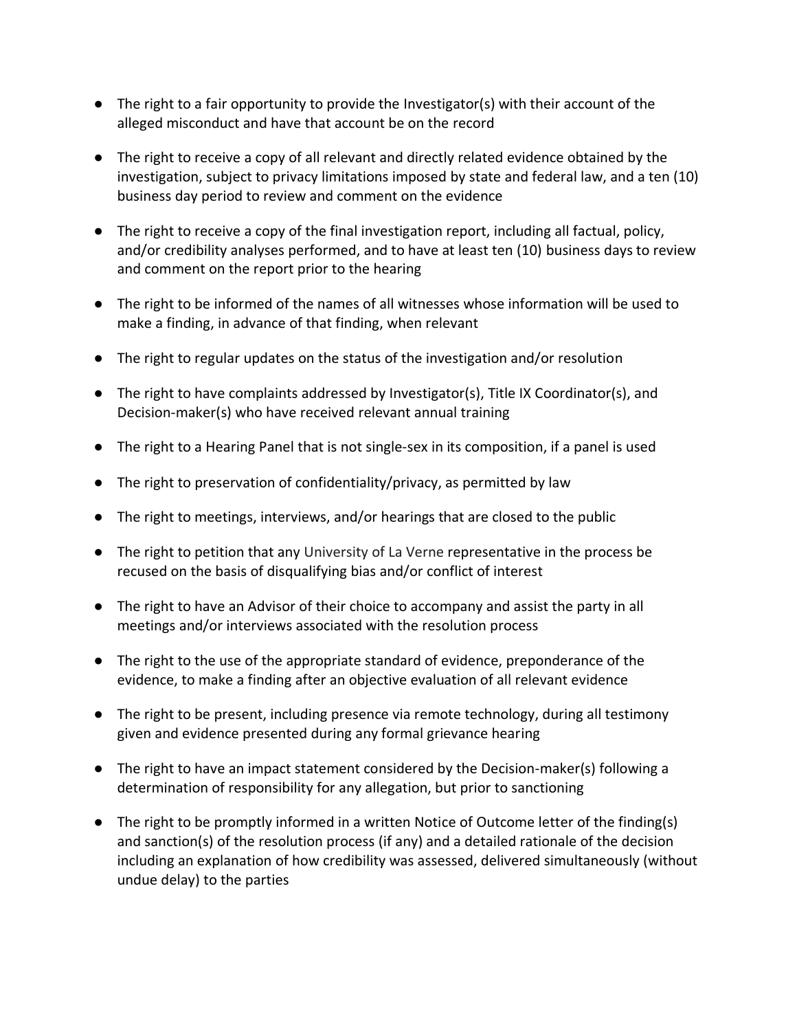- The right to a fair opportunity to provide the Investigator(s) with their account of the alleged misconduct and have that account be on the record

- The right to receive a copy of all relevant and directly related evidence obtained by the investigation, subject to privacy limitations imposed by state and federal law, and a ten (10) business day period to review and comment on the evidence

- The right to receive a copy of the final investigation report, including all factual, policy, and/or credibility analyses performed, and to have at least ten (10) business days to review and comment on the report prior to the hearing

- The right to be informed of the names of all witnesses whose information will be used to make a finding, in advance of that finding, when relevant

- The right to regular updates on the status of the investigation and/or resolution

- The right to have complaints addressed by Investigator(s), Title IX Coordinator(s), and Decision-maker(s) who have received relevant annual training

- The right to a Hearing Panel that is not single-sex in its composition, if a panel is used

- The right to preservation of confidentiality/privacy, as permitted by law

- The right to meetings, interviews, and/or hearings that are closed to the public

- The right to petition that any University of La Verne representative in the process be recused on the basis of disqualifying bias and/or conflict of interest

- The right to have an Advisor of their choice to accompany and assist the party in all meetings and/or interviews associated with the resolution process

- The right to the use of the appropriate standard of evidence, preponderance of the evidence, to make a finding after an objective evaluation of all relevant evidence

- The right to be present, including presence via remote technology, during all testimony given and evidence presented during any formal grievance hearing

- The right to have an impact statement considered by the Decision-maker(s) following a determination of responsibility for any allegation, but prior to sanctioning

- The right to be promptly informed in a written Notice of Outcome letter of the finding(s) and sanction(s) of the resolution process (if any) and a detailed rationale of the decision including an explanation of how credibility was assessed, delivered simultaneously (without undue delay) to the parties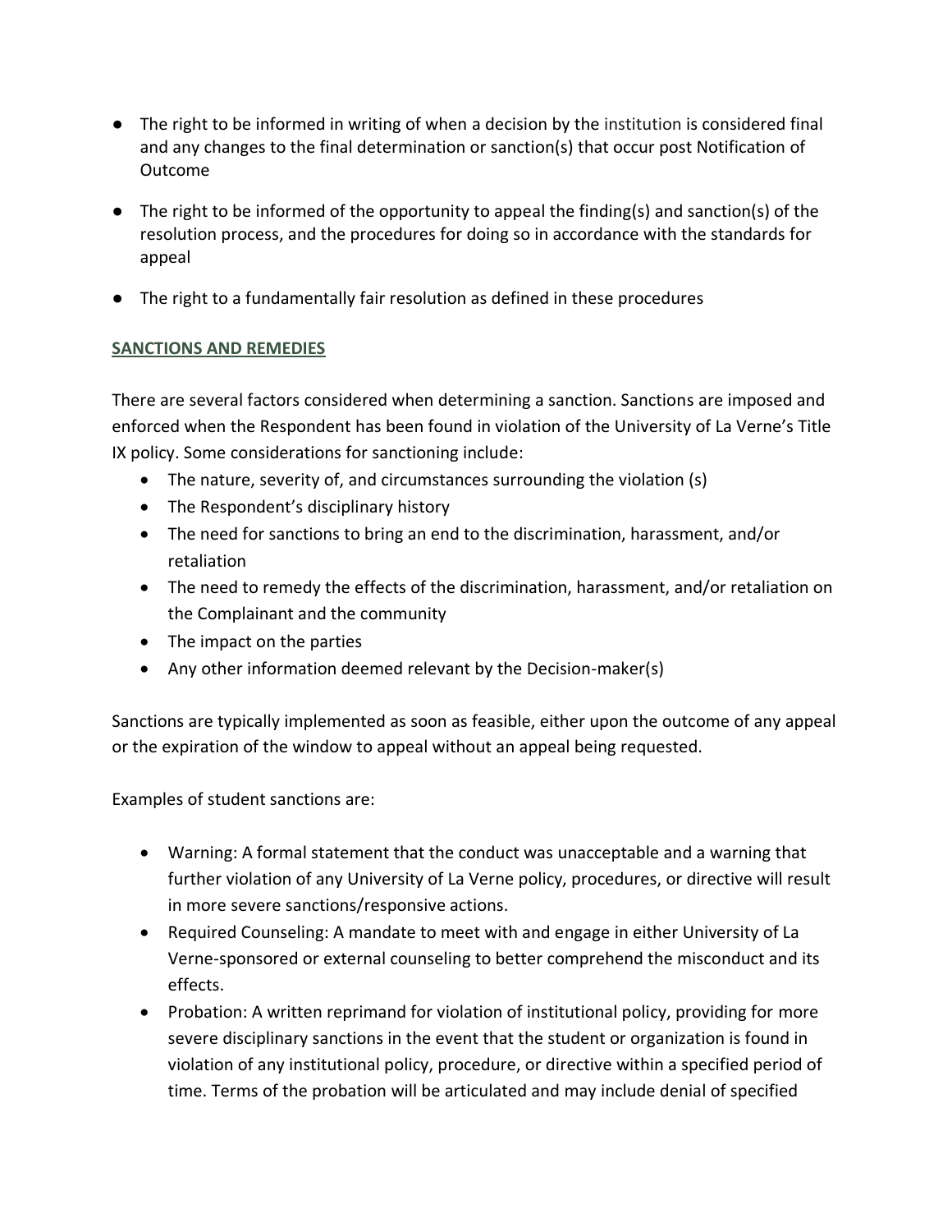- The right to be informed in writing of when a decision by the institution is considered final and any changes to the final determination or sanction(s) that occur post Notification of Outcome
- The right to be informed of the opportunity to appeal the finding(s) and sanction(s) of the resolution process, and the procedures for doing so in accordance with the standards for appeal
- The right to a fundamentally fair resolution as defined in these procedures

## SANCTIONS AND REMEDIES

There are several factors considered when determining a sanction. Sanctions are imposed and enforced when the Respondent has been found in violation of the University of La Verne's Title IX policy. Some considerations for sanctioning include:

- The nature, severity of, and circumstances surrounding the violation (s)
- The Respondent's disciplinary history
- The need for sanctions to bring an end to the discrimination, harassment, and/or retaliation
- The need to remedy the effects of the discrimination, harassment, and/or retaliation on the Complainant and the community
- The impact on the parties
- Any other information deemed relevant by the Decision-maker(s)

Sanctions are typically implemented as soon as feasible, either upon the outcome of any appeal or the expiration of the window to appeal without an appeal being requested.

Examples of student sanctions are:

- Warning: A formal statement that the conduct was unacceptable and a warning that further violation of any University of La Verne policy, procedures, or directive will result in more severe sanctions/responsive actions.
- Required Counseling: A mandate to meet with and engage in either University of La Verne-sponsored or external counseling to better comprehend the misconduct and its effects.
- Probation: A written reprimand for violation of institutional policy, providing for more severe disciplinary sanctions in the event that the student or organization is found in violation of any institutional policy, procedure, or directive within a specified period of time. Terms of the probation will be articulated and may include denial of specified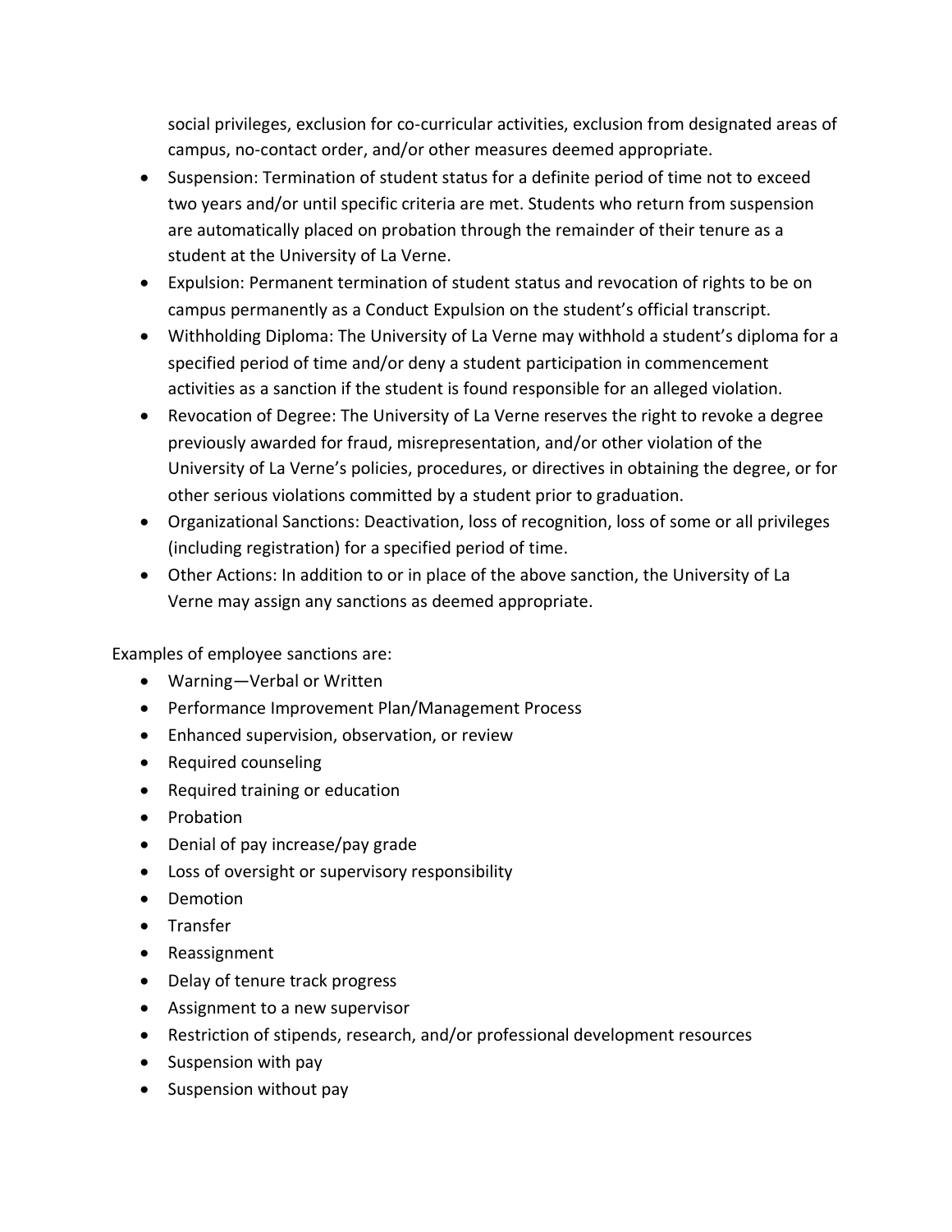social privileges, exclusion for co-curricular activities, exclusion from designated areas of campus, no-contact order, and/or other measures deemed appropriate.

- Suspension: Termination of student status for a definite period of time not to exceed two years and/or until specific criteria are met. Students who return from suspension are automatically placed on probation through the remainder of their tenure as a student at the University of La Verne.
- Expulsion: Permanent termination of student status and revocation of rights to be on campus permanently as a Conduct Expulsion on the student's official transcript.
- Withholding Diploma: The University of La Verne may withhold a student's diploma for a specified period of time and/or deny a student participation in commencement activities as a sanction if the student is found responsible for an alleged violation.
- Revocation of Degree: The University of La Verne reserves the right to revoke a degree previously awarded for fraud, misrepresentation, and/or other violation of the University of La Verne's policies, procedures, or directives in obtaining the degree, or for other serious violations committed by a student prior to graduation.
- Organizational Sanctions: Deactivation, loss of recognition, loss of some or all privileges (including registration) for a specified period of time.
- Other Actions: In addition to or in place of the above sanction, the University of La Verne may assign any sanctions as deemed appropriate.

Examples of employee sanctions are:

- Warning—Verbal or Written
- Performance Improvement Plan/Management Process
- Enhanced supervision, observation, or review
- Required counseling
- Required training or education
- Probation
- Denial of pay increase/pay grade
- Loss of oversight or supervisory responsibility
- Demotion
- Transfer
- Reassignment
- Delay of tenure track progress
- Assignment to a new supervisor
- Restriction of stipends, research, and/or professional development resources
- Suspension with pay
- Suspension without pay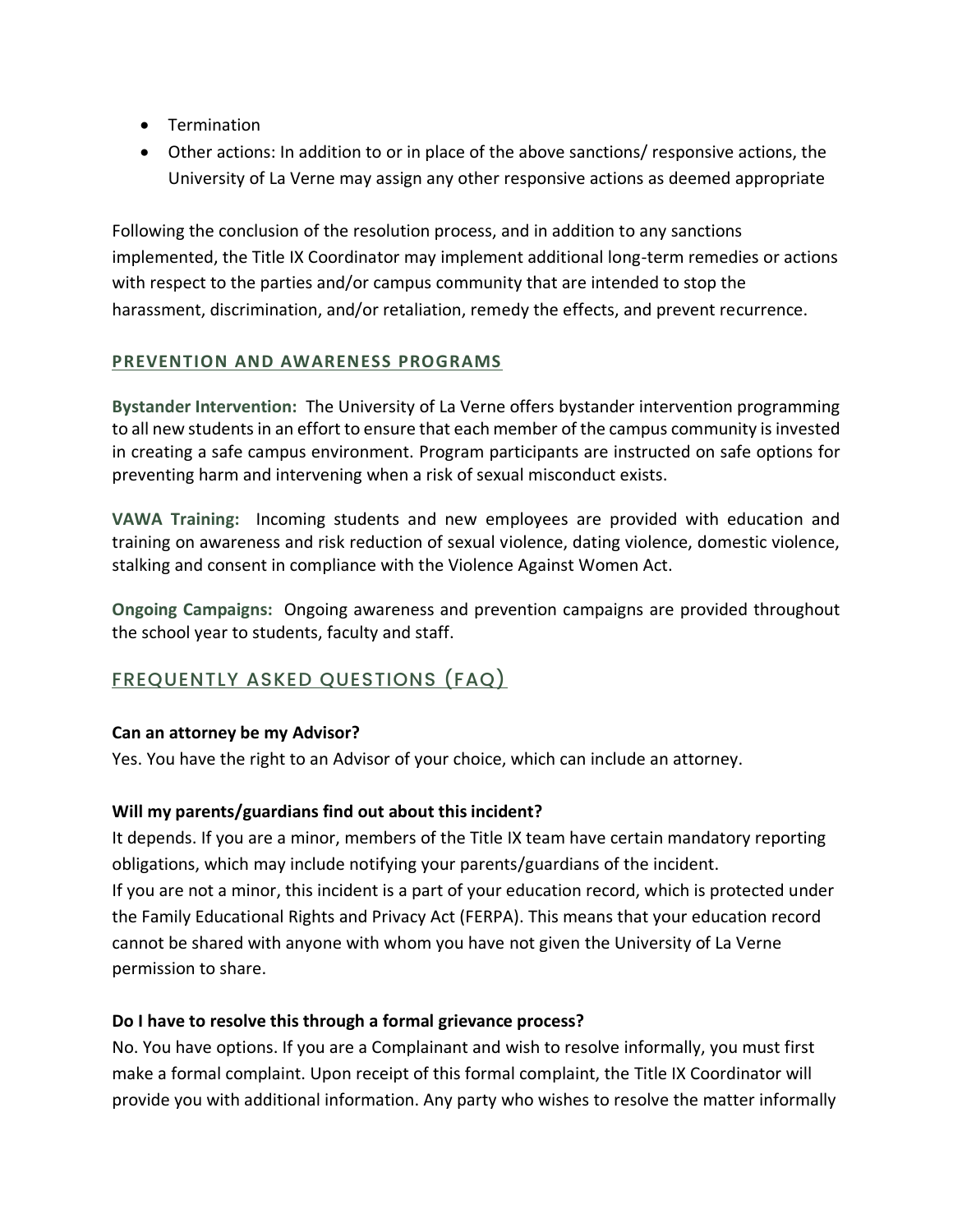- Termination
- Other actions: In addition to or in place of the above sanctions/ responsive actions, the University of La Verne may assign any other responsive actions as deemed appropriate

Following the conclusion of the resolution process, and in addition to any sanctions implemented, the Title IX Coordinator may implement additional long-term remedies or actions with respect to the parties and/or campus community that are intended to stop the harassment, discrimination, and/or retaliation, remedy the effects, and prevent recurrence.

### PREVENTION AND AWARENESS PROGRAMS

**Bystander Intervention:** The University of La Verne offers bystander intervention programming to all new students in an effort to ensure that each member of the campus community is invested in creating a safe campus environment. Program participants are instructed on safe options for preventing harm and intervening when a risk of sexual misconduct exists.

**VAWA Training:** Incoming students and new employees are provided with education and training on awareness and risk reduction of sexual violence, dating violence, domestic violence, stalking and consent in compliance with the Violence Against Women Act.

**Ongoing Campaigns:** Ongoing awareness and prevention campaigns are provided throughout the school year to students, faculty and staff.

## FREQUENTLY ASKED QUESTIONS (FAQ)

**Can an attorney be my Advisor?**
Yes. You have the right to an Advisor of your choice, which can include an attorney.

**Will my parents/guardians find out about this incident?**
It depends. If you are a minor, members of the Title IX team have certain mandatory reporting obligations, which may include notifying your parents/guardians of the incident.
If you are not a minor, this incident is a part of your education record, which is protected under the Family Educational Rights and Privacy Act (FERPA). This means that your education record cannot be shared with anyone with whom you have not given the University of La Verne permission to share.

**Do I have to resolve this through a formal grievance process?**
No. You have options. If you are a Complainant and wish to resolve informally, you must first make a formal complaint. Upon receipt of this formal complaint, the Title IX Coordinator will provide you with additional information. Any party who wishes to resolve the matter informally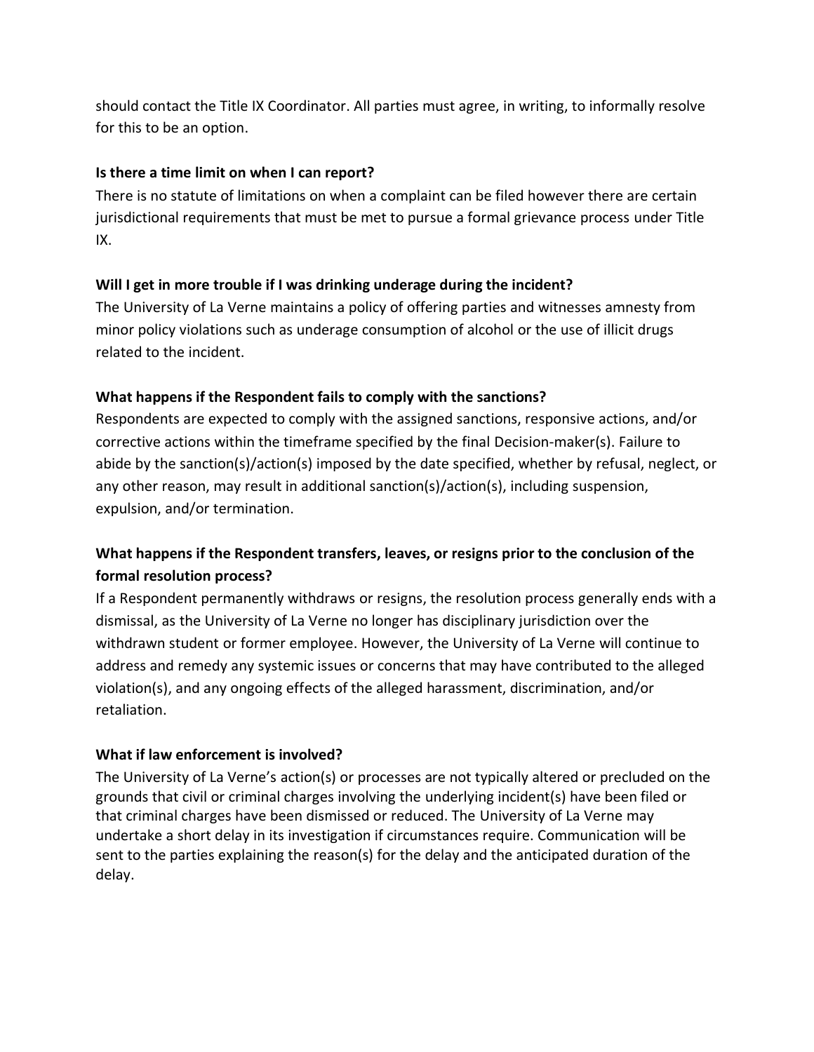should contact the Title IX Coordinator. All parties must agree, in writing, to informally resolve for this to be an option.

**Is there a time limit on when I can report?**

There is no statute of limitations on when a complaint can be filed however there are certain jurisdictional requirements that must be met to pursue a formal grievance process under Title IX.

**Will I get in more trouble if I was drinking underage during the incident?**

The University of La Verne maintains a policy of offering parties and witnesses amnesty from minor policy violations such as underage consumption of alcohol or the use of illicit drugs related to the incident.

**What happens if the Respondent fails to comply with the sanctions?**

Respondents are expected to comply with the assigned sanctions, responsive actions, and/or corrective actions within the timeframe specified by the final Decision-maker(s). Failure to abide by the sanction(s)/action(s) imposed by the date specified, whether by refusal, neglect, or any other reason, may result in additional sanction(s)/action(s), including suspension, expulsion, and/or termination.

**What happens if the Respondent transfers, leaves, or resigns prior to the conclusion of the formal resolution process?**

If a Respondent permanently withdraws or resigns, the resolution process generally ends with a dismissal, as the University of La Verne no longer has disciplinary jurisdiction over the withdrawn student or former employee. However, the University of La Verne will continue to address and remedy any systemic issues or concerns that may have contributed to the alleged violation(s), and any ongoing effects of the alleged harassment, discrimination, and/or retaliation.

**What if law enforcement is involved?**

The University of La Verne's action(s) or processes are not typically altered or precluded on the grounds that civil or criminal charges involving the underlying incident(s) have been filed or that criminal charges have been dismissed or reduced. The University of La Verne may undertake a short delay in its investigation if circumstances require. Communication will be sent to the parties explaining the reason(s) for the delay and the anticipated duration of the delay.